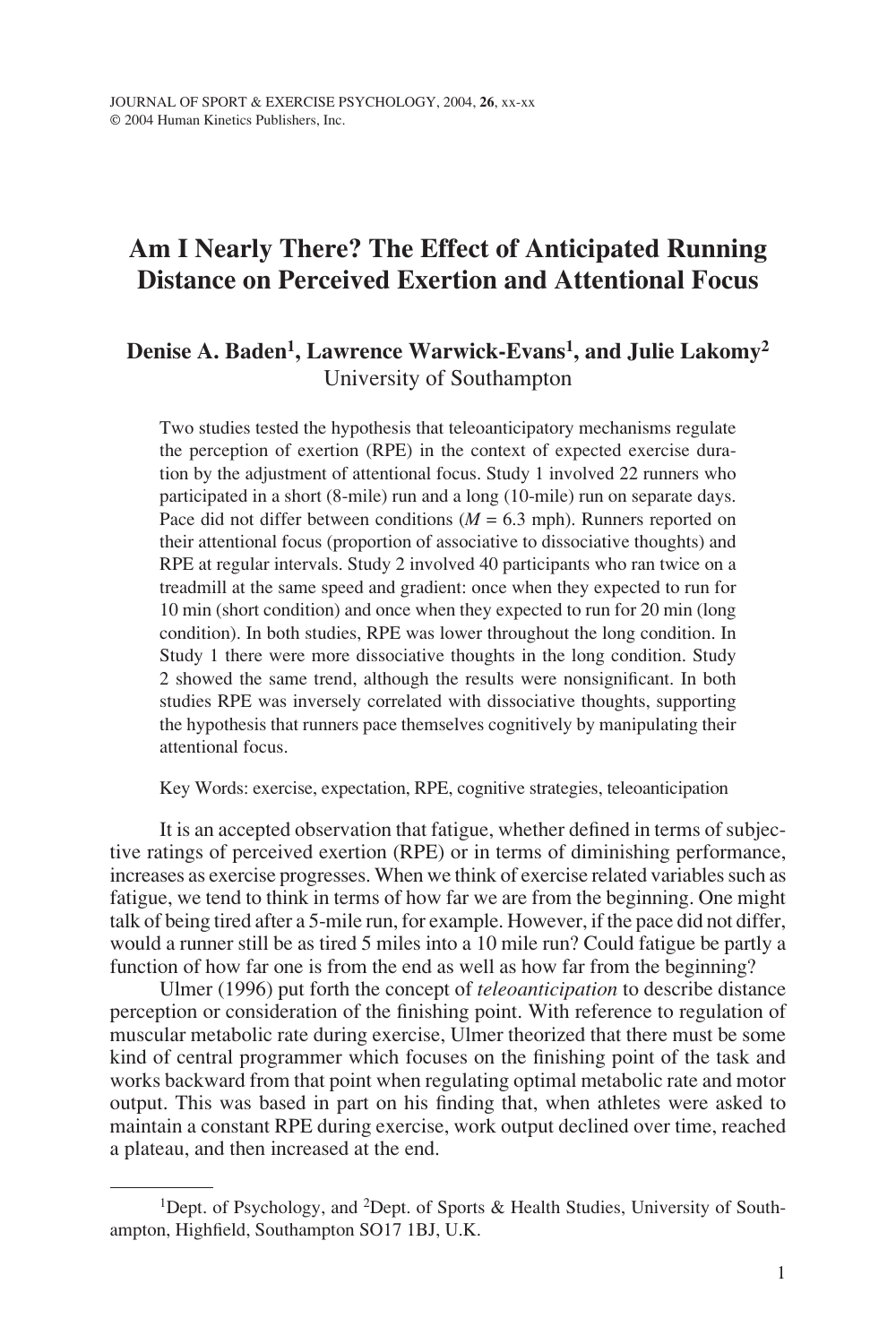# Am I Nearly There? The Effect of Anticipated Running Distance on Perceived Exertion and Attentional Focus

### Denise A. Baden[1], Lawrence Warwick-Evans[1], and Julie Lakomy[2]

University of Southampton

Two studies tested the hypothesis that teleoanticipatory mechanisms regulate the perception of exertion (RPE) in the context of expected exercise duration by the adjustment of attentional focus. Study 1 involved 22 runners who participated in a short (8-mile) run and a long (10-mile) run on separate days. Pace did not differ between conditions ($M$ = 6.3 mph). Runners reported on their attentional focus (proportion of associative to dissociative thoughts) and RPE at regular intervals. Study 2 involved 40 participants who ran twice on a treadmill at the same speed and gradient: once when they expected to run for 10 min (short condition) and once when they expected to run for 20 min (long condition). In both studies, RPE was lower throughout the long condition. In Study 1 there were more dissociative thoughts in the long condition. Study 2 showed the same trend, although the results were nonsignificant. In both studies RPE was inversely correlated with dissociative thoughts, supporting the hypothesis that runners pace themselves cognitively by manipulating their attentional focus.

Key Words: exercise, expectation, RPE, cognitive strategies, teleoanticipation

It is an accepted observation that fatigue, whether defined in terms of subjective ratings of perceived exertion (RPE) or in terms of diminishing performance, increases as exercise progresses. When we think of exercise related variables such as fatigue, we tend to think in terms of how far we are from the beginning. One might talk of being tired after a 5-mile run, for example. However, if the pace did not differ, would a runner still be as tired 5 miles into a 10 mile run? Could fatigue be partly a function of how far one is from the end as well as how far from the beginning?

Ulmer (1996) put forth the concept of *teleoanticipation* to describe distance perception or consideration of the finishing point. With reference to regulation of muscular metabolic rate during exercise, Ulmer theorized that there must be some kind of central programmer which focuses on the finishing point of the task and works backward from that point when regulating optimal metabolic rate and motor output. This was based in part on his finding that, when athletes were asked to maintain a constant RPE during exercise, work output declined over time, reached a plateau, and then increased at the end.

[1]Dept. of Psychology, and [2]Dept. of Sports & Health Studies, University of Southampton, Highfield, Southampton SO17 1BJ, U.K.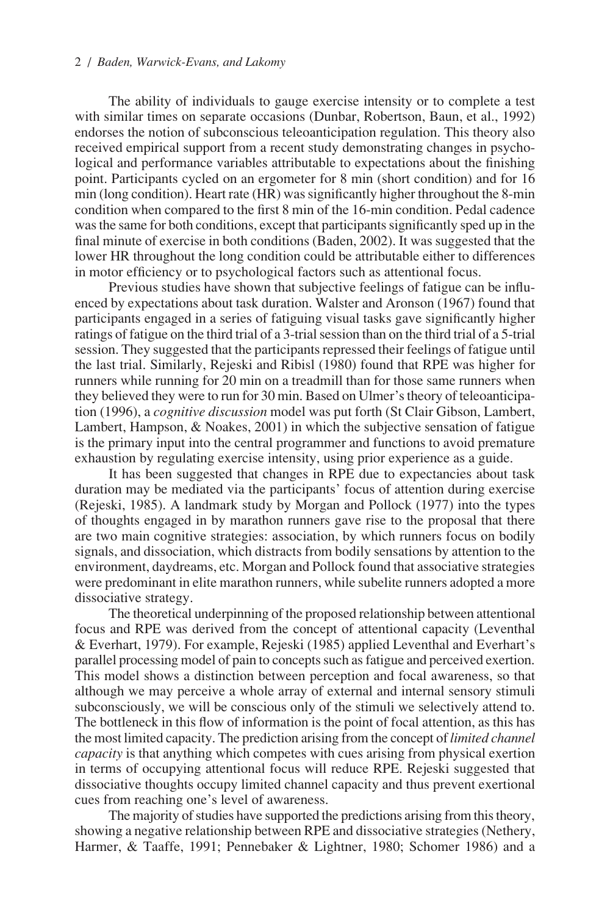The ability of individuals to gauge exercise intensity or to complete a test with similar times on separate occasions (Dunbar, Robertson, Baun, et al., 1992) endorses the notion of subconscious teleoanticipation regulation. This theory also received empirical support from a recent study demonstrating changes in psychological and performance variables attributable to expectations about the finishing point. Participants cycled on an ergometer for 8 min (short condition) and for 16 min (long condition). Heart rate (HR) was significantly higher throughout the 8-min condition when compared to the first 8 min of the 16-min condition. Pedal cadence was the same for both conditions, except that participants significantly sped up in the final minute of exercise in both conditions (Baden, 2002). It was suggested that the lower HR throughout the long condition could be attributable either to differences in motor efficiency or to psychological factors such as attentional focus.

Previous studies have shown that subjective feelings of fatigue can be influenced by expectations about task duration. Walster and Aronson (1967) found that participants engaged in a series of fatiguing visual tasks gave significantly higher ratings of fatigue on the third trial of a 3-trial session than on the third trial of a 5-trial session. They suggested that the participants repressed their feelings of fatigue until the last trial. Similarly, Rejeski and Ribisl (1980) found that RPE was higher for runners while running for 20 min on a treadmill than for those same runners when they believed they were to run for 30 min. Based on Ulmer's theory of teleoanticipation (1996), a *cognitive discussion* model was put forth (St Clair Gibson, Lambert, Lambert, Hampson, & Noakes, 2001) in which the subjective sensation of fatigue is the primary input into the central programmer and functions to avoid premature exhaustion by regulating exercise intensity, using prior experience as a guide.

It has been suggested that changes in RPE due to expectancies about task duration may be mediated via the participants' focus of attention during exercise (Rejeski, 1985). A landmark study by Morgan and Pollock (1977) into the types of thoughts engaged in by marathon runners gave rise to the proposal that there are two main cognitive strategies: association, by which runners focus on bodily signals, and dissociation, which distracts from bodily sensations by attention to the environment, daydreams, etc. Morgan and Pollock found that associative strategies were predominant in elite marathon runners, while subelite runners adopted a more dissociative strategy.

The theoretical underpinning of the proposed relationship between attentional focus and RPE was derived from the concept of attentional capacity (Leventhal & Everhart, 1979). For example, Rejeski (1985) applied Leventhal and Everhart's parallel processing model of pain to concepts such as fatigue and perceived exertion. This model shows a distinction between perception and focal awareness, so that although we may perceive a whole array of external and internal sensory stimuli subconsciously, we will be conscious only of the stimuli we selectively attend to. The bottleneck in this flow of information is the point of focal attention, as this has the most limited capacity. The prediction arising from the concept of *limited channel capacity* is that anything which competes with cues arising from physical exertion in terms of occupying attentional focus will reduce RPE. Rejeski suggested that dissociative thoughts occupy limited channel capacity and thus prevent exertional cues from reaching one's level of awareness.

The majority of studies have supported the predictions arising from this theory, showing a negative relationship between RPE and dissociative strategies (Nethery, Harmer, & Taaffe, 1991; Pennebaker & Lightner, 1980; Schomer 1986) and a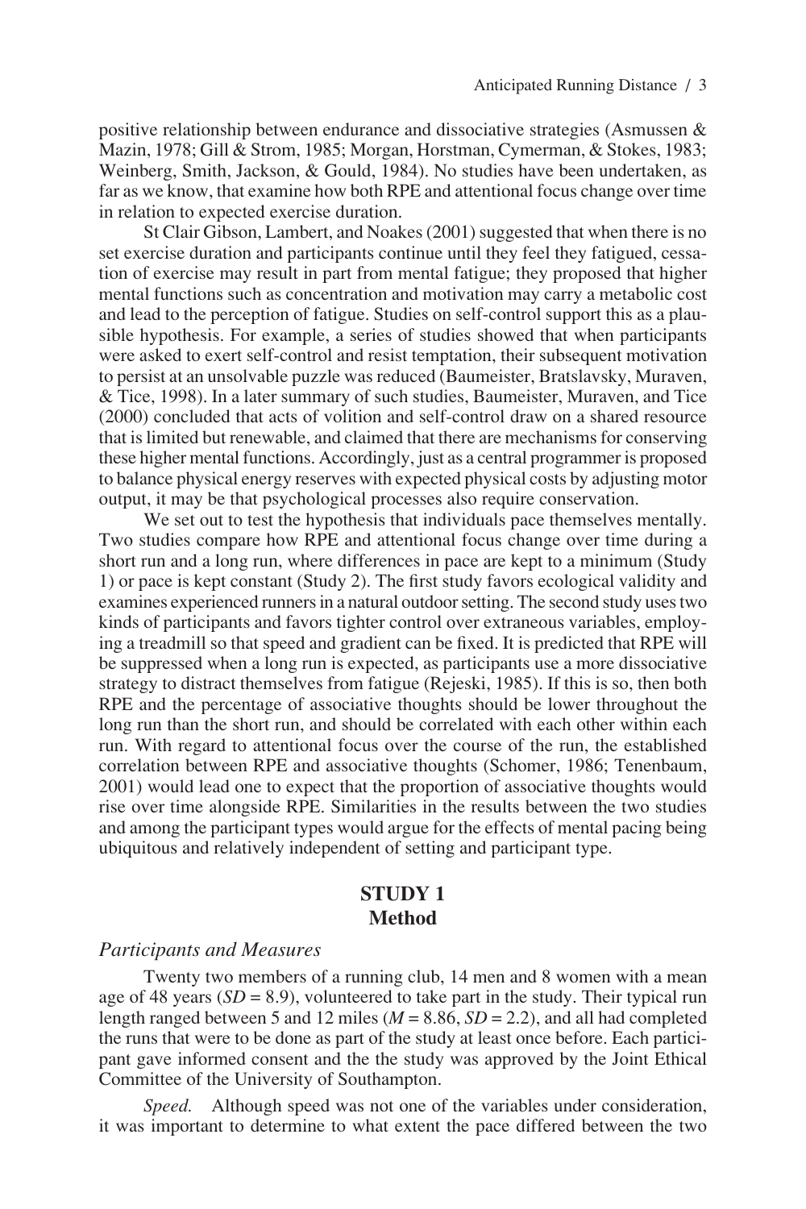positive relationship between endurance and dissociative strategies (Asmussen & Mazin, 1978; Gill & Strom, 1985; Morgan, Horstman, Cymerman, & Stokes, 1983; Weinberg, Smith, Jackson, & Gould, 1984). No studies have been undertaken, as far as we know, that examine how both RPE and attentional focus change over time in relation to expected exercise duration.

St Clair Gibson, Lambert, and Noakes (2001) suggested that when there is no set exercise duration and participants continue until they feel they fatigued, cessation of exercise may result in part from mental fatigue; they proposed that higher mental functions such as concentration and motivation may carry a metabolic cost and lead to the perception of fatigue. Studies on self-control support this as a plausible hypothesis. For example, a series of studies showed that when participants were asked to exert self-control and resist temptation, their subsequent motivation to persist at an unsolvable puzzle was reduced (Baumeister, Bratslavsky, Muraven, & Tice, 1998). In a later summary of such studies, Baumeister, Muraven, and Tice (2000) concluded that acts of volition and self-control draw on a shared resource that is limited but renewable, and claimed that there are mechanisms for conserving these higher mental functions. Accordingly, just as a central programmer is proposed to balance physical energy reserves with expected physical costs by adjusting motor output, it may be that psychological processes also require conservation.

We set out to test the hypothesis that individuals pace themselves mentally. Two studies compare how RPE and attentional focus change over time during a short run and a long run, where differences in pace are kept to a minimum (Study 1) or pace is kept constant (Study 2). The first study favors ecological validity and examines experienced runners in a natural outdoor setting. The second study uses two kinds of participants and favors tighter control over extraneous variables, employing a treadmill so that speed and gradient can be fixed. It is predicted that RPE will be suppressed when a long run is expected, as participants use a more dissociative strategy to distract themselves from fatigue (Rejeski, 1985). If this is so, then both RPE and the percentage of associative thoughts should be lower throughout the long run than the short run, and should be correlated with each other within each run. With regard to attentional focus over the course of the run, the established correlation between RPE and associative thoughts (Schomer, 1986; Tenenbaum, 2001) would lead one to expect that the proportion of associative thoughts would rise over time alongside RPE. Similarities in the results between the two studies and among the participant types would argue for the effects of mental pacing being ubiquitous and relatively independent of setting and participant type.

## STUDY 1

## Method

### *Participants and Measures*

Twenty two members of a running club, 14 men and 8 women with a mean age of 48 years (*SD* = 8.9), volunteered to take part in the study. Their typical run length ranged between 5 and 12 miles (*M* = 8.86, *SD* = 2.2), and all had completed the runs that were to be done as part of the study at least once before. Each participant gave informed consent and the the study was approved by the Joint Ethical Committee of the University of Southampton.

*Speed.* Although speed was not one of the variables under consideration, it was important to determine to what extent the pace differed between the two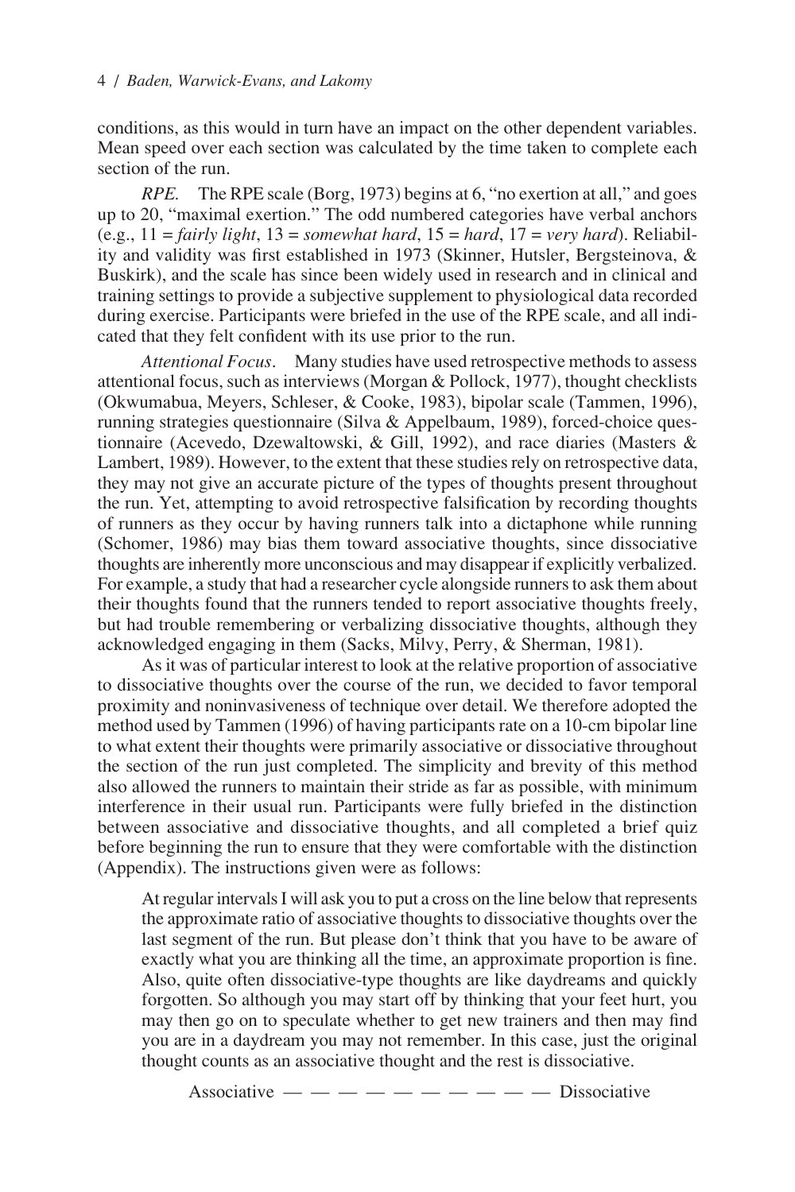conditions, as this would in turn have an impact on the other dependent variables. Mean speed over each section was calculated by the time taken to complete each section of the run.

*RPE.* The RPE scale (Borg, 1973) begins at 6, "no exertion at all," and goes up to 20, "maximal exertion." The odd numbered categories have verbal anchors (e.g., 11 = *fairly light*, 13 = *somewhat hard*, 15 = *hard*, 17 = *very hard*). Reliability and validity was first established in 1973 (Skinner, Hutsler, Bergsteinova, & Buskirk), and the scale has since been widely used in research and in clinical and training settings to provide a subjective supplement to physiological data recorded during exercise. Participants were briefed in the use of the RPE scale, and all indicated that they felt confident with its use prior to the run.

*Attentional Focus*. Many studies have used retrospective methods to assess attentional focus, such as interviews (Morgan & Pollock, 1977), thought checklists (Okwumabua, Meyers, Schleser, & Cooke, 1983), bipolar scale (Tammen, 1996), running strategies questionnaire (Silva & Appelbaum, 1989), forced-choice questionnaire (Acevedo, Dzewaltowski, & Gill, 1992), and race diaries (Masters & Lambert, 1989). However, to the extent that these studies rely on retrospective data, they may not give an accurate picture of the types of thoughts present throughout the run. Yet, attempting to avoid retrospective falsification by recording thoughts of runners as they occur by having runners talk into a dictaphone while running (Schomer, 1986) may bias them toward associative thoughts, since dissociative thoughts are inherently more unconscious and may disappear if explicitly verbalized. For example, a study that had a researcher cycle alongside runners to ask them about their thoughts found that the runners tended to report associative thoughts freely, but had trouble remembering or verbalizing dissociative thoughts, although they acknowledged engaging in them (Sacks, Milvy, Perry, & Sherman, 1981).

As it was of particular interest to look at the relative proportion of associative to dissociative thoughts over the course of the run, we decided to favor temporal proximity and noninvasiveness of technique over detail. We therefore adopted the method used by Tammen (1996) of having participants rate on a 10-cm bipolar line to what extent their thoughts were primarily associative or dissociative throughout the section of the run just completed. The simplicity and brevity of this method also allowed the runners to maintain their stride as far as possible, with minimum interference in their usual run. Participants were fully briefed in the distinction between associative and dissociative thoughts, and all completed a brief quiz before beginning the run to ensure that they were comfortable with the distinction (Appendix). The instructions given were as follows:

> At regular intervals I will ask you to put a cross on the line below that represents the approximate ratio of associative thoughts to dissociative thoughts over the last segment of the run. But please don't think that you have to be aware of exactly what you are thinking all the time, an approximate proportion is fine. Also, quite often dissociative-type thoughts are like daydreams and quickly forgotten. So although you may start off by thinking that your feet hurt, you may then go on to speculate whether to get new trainers and then may find you are in a daydream you may not remember. In this case, just the original thought counts as an associative thought and the rest is dissociative.
>
> Associative — — — — — — — — — — Dissociative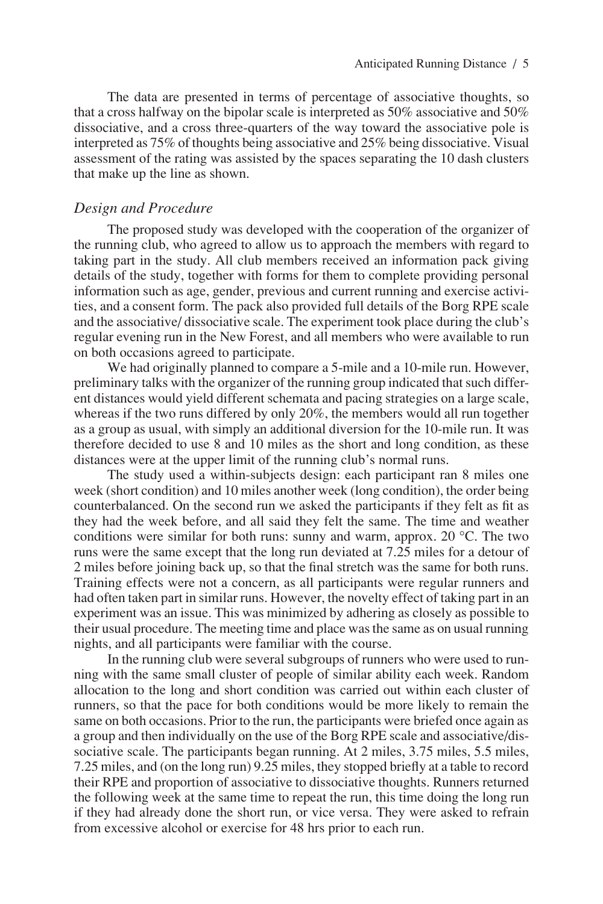The data are presented in terms of percentage of associative thoughts, so that a cross halfway on the bipolar scale is interpreted as 50% associative and 50% dissociative, and a cross three-quarters of the way toward the associative pole is interpreted as 75% of thoughts being associative and 25% being dissociative. Visual assessment of the rating was assisted by the spaces separating the 10 dash clusters that make up the line as shown.

### *Design and Procedure*

The proposed study was developed with the cooperation of the organizer of the running club, who agreed to allow us to approach the members with regard to taking part in the study. All club members received an information pack giving details of the study, together with forms for them to complete providing personal information such as age, gender, previous and current running and exercise activities, and a consent form. The pack also provided full details of the Borg RPE scale and the associative/ dissociative scale. The experiment took place during the club's regular evening run in the New Forest, and all members who were available to run on both occasions agreed to participate.

We had originally planned to compare a 5-mile and a 10-mile run. However, preliminary talks with the organizer of the running group indicated that such different distances would yield different schemata and pacing strategies on a large scale, whereas if the two runs differed by only 20%, the members would all run together as a group as usual, with simply an additional diversion for the 10-mile run. It was therefore decided to use 8 and 10 miles as the short and long condition, as these distances were at the upper limit of the running club's normal runs.

The study used a within-subjects design: each participant ran 8 miles one week (short condition) and 10 miles another week (long condition), the order being counterbalanced. On the second run we asked the participants if they felt as fit as they had the week before, and all said they felt the same. The time and weather conditions were similar for both runs: sunny and warm, approx. 20 °C. The two runs were the same except that the long run deviated at 7.25 miles for a detour of 2 miles before joining back up, so that the final stretch was the same for both runs. Training effects were not a concern, as all participants were regular runners and had often taken part in similar runs. However, the novelty effect of taking part in an experiment was an issue. This was minimized by adhering as closely as possible to their usual procedure. The meeting time and place was the same as on usual running nights, and all participants were familiar with the course.

In the running club were several subgroups of runners who were used to running with the same small cluster of people of similar ability each week. Random allocation to the long and short condition was carried out within each cluster of runners, so that the pace for both conditions would be more likely to remain the same on both occasions. Prior to the run, the participants were briefed once again as a group and then individually on the use of the Borg RPE scale and associative/dissociative scale. The participants began running. At 2 miles, 3.75 miles, 5.5 miles, 7.25 miles, and (on the long run) 9.25 miles, they stopped briefly at a table to record their RPE and proportion of associative to dissociative thoughts. Runners returned the following week at the same time to repeat the run, this time doing the long run if they had already done the short run, or vice versa. They were asked to refrain from excessive alcohol or exercise for 48 hrs prior to each run.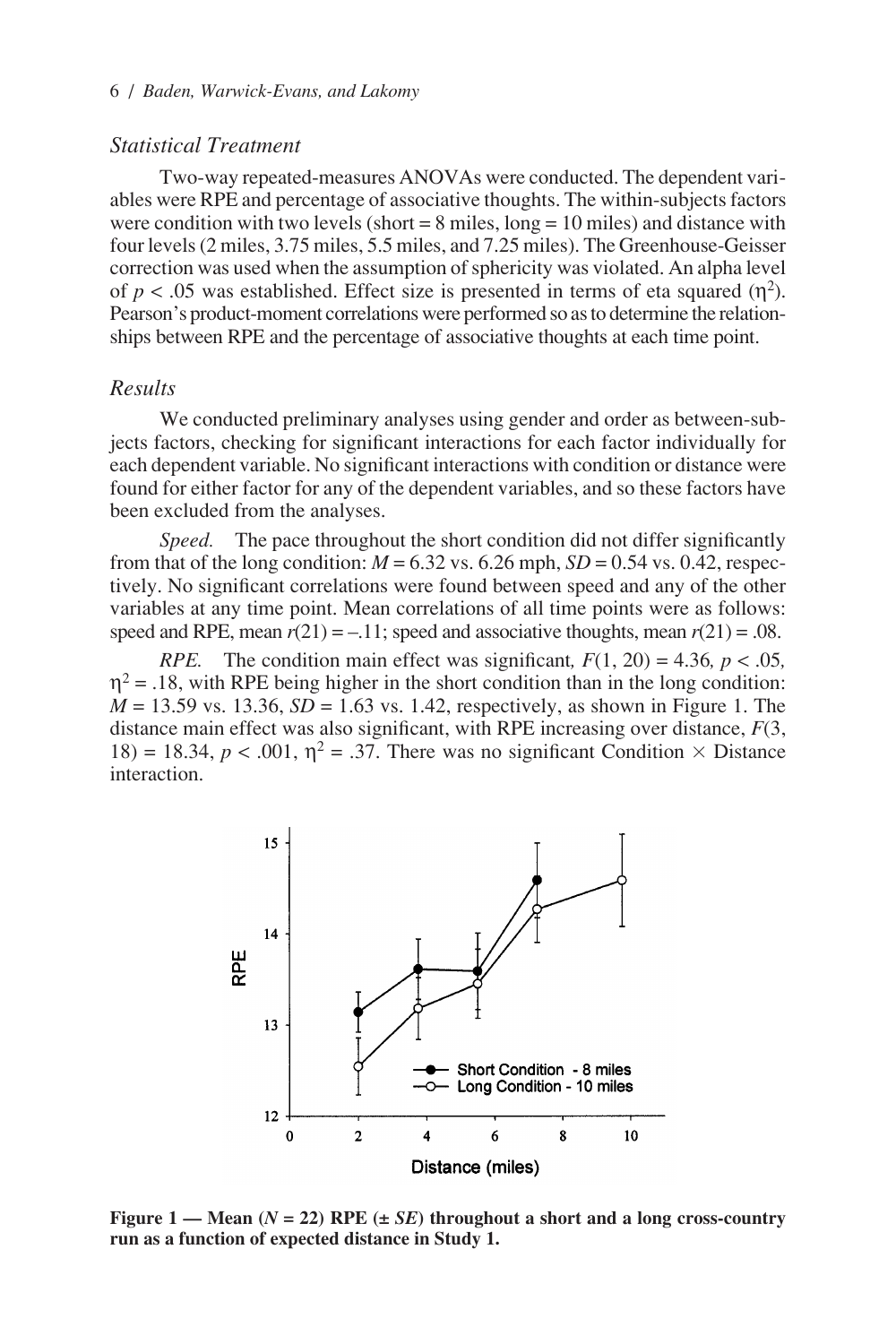### *Statistical Treatment*

Two-way repeated-measures ANOVAs were conducted. The dependent variables were RPE and percentage of associative thoughts. The within-subjects factors were condition with two levels (short = 8 miles, long = 10 miles) and distance with four levels (2 miles, 3.75 miles, 5.5 miles, and 7.25 miles). The Greenhouse-Geisser correction was used when the assumption of sphericity was violated. An alpha level of $p < .05$ was established. Effect size is presented in terms of eta squared ($\eta^2$). Pearson's product-moment correlations were performed so as to determine the relationships between RPE and the percentage of associative thoughts at each time point.

### *Results*

We conducted preliminary analyses using gender and order as between-subjects factors, checking for significant interactions for each factor individually for each dependent variable. No significant interactions with condition or distance were found for either factor for any of the dependent variables, and so these factors have been excluded from the analyses.

*Speed.* The pace throughout the short condition did not differ significantly from that of the long condition: $M = 6.32$ vs. $6.26$ mph, $SD = 0.54$ vs. $0.42$, respectively. No significant correlations were found between speed and any of the other variables at any time point. Mean correlations of all time points were as follows: speed and RPE, mean $r(21) = -.11$; speed and associative thoughts, mean $r(21) = .08$.

*RPE.* The condition main effect was significant, $F(1, 20) = 4.36$, $p < .05$, $\eta^2 = .18$, with RPE being higher in the short condition than in the long condition: $M = 13.59$ vs. $13.36$, $SD = 1.63$ vs. $1.42$, respectively, as shown in Figure 1. The distance main effect was also significant, with RPE increasing over distance, $F(3, 18) = 18.34$, $p < .001$, $\eta^2 = .37$. There was no significant Condition × Distance interaction.

**Figure 1 — Mean ($N = 22$) RPE (± *SE*) throughout a short and a long cross-country run as a function of expected distance in Study 1.**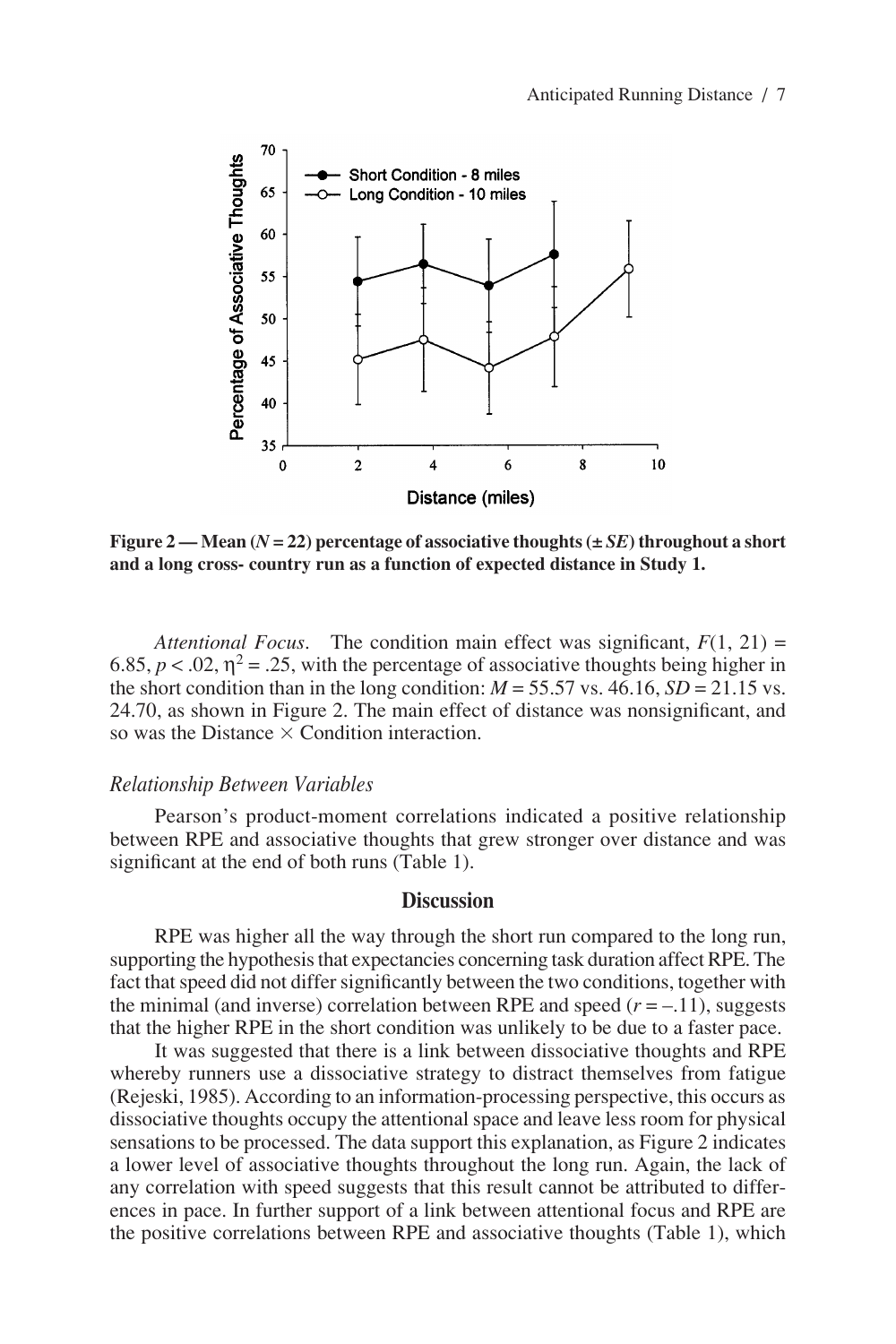**Figure 2 — Mean ($N = 22$) percentage of associative thoughts ($\pm$ *SE*) throughout a short and a long cross- country run as a function of expected distance in Study 1.**

*Attentional Focus.* The condition main effect was significant, $F(1, 21) = 6.85$, $p < .02$, $\eta^2 = .25$, with the percentage of associative thoughts being higher in the short condition than in the long condition: $M = 55.57$ vs. $46.16$, $SD = 21.15$ vs. $24.70$, as shown in Figure 2. The main effect of distance was nonsignificant, and so was the Distance × Condition interaction.

### *Relationship Between Variables*

Pearson's product-moment correlations indicated a positive relationship between RPE and associative thoughts that grew stronger over distance and was significant at the end of both runs (Table 1).

## Discussion

RPE was higher all the way through the short run compared to the long run, supporting the hypothesis that expectancies concerning task duration affect RPE. The fact that speed did not differ significantly between the two conditions, together with the minimal (and inverse) correlation between RPE and speed ($r = -.11$), suggests that the higher RPE in the short condition was unlikely to be due to a faster pace.

It was suggested that there is a link between dissociative thoughts and RPE whereby runners use a dissociative strategy to distract themselves from fatigue (Rejeski, 1985). According to an information-processing perspective, this occurs as dissociative thoughts occupy the attentional space and leave less room for physical sensations to be processed. The data support this explanation, as Figure 2 indicates a lower level of associative thoughts throughout the long run. Again, the lack of any correlation with speed suggests that this result cannot be attributed to differences in pace. In further support of a link between attentional focus and RPE are the positive correlations between RPE and associative thoughts (Table 1), which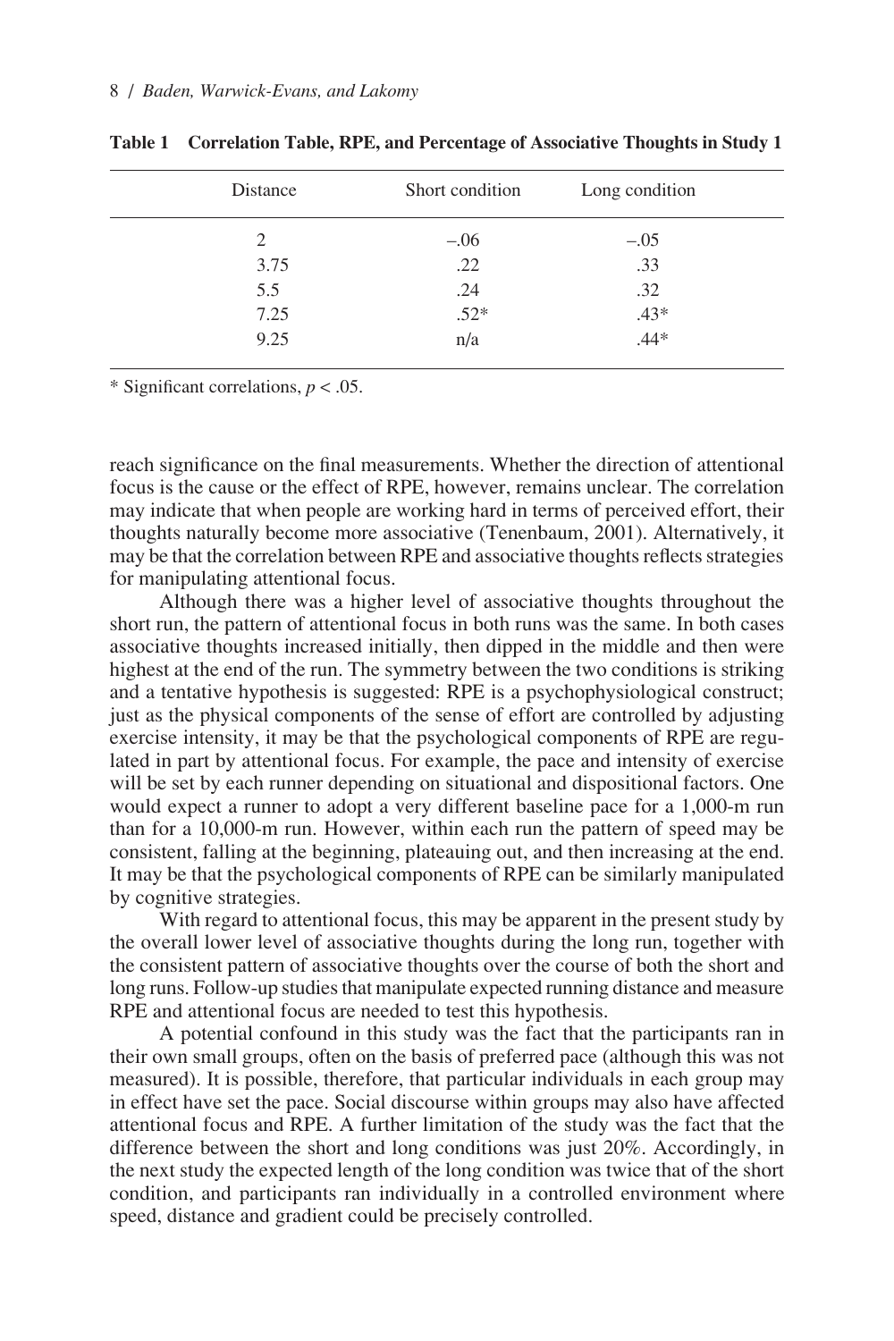**Table 1 Correlation Table, RPE, and Percentage of Associative Thoughts in Study 1**

| Distance | Short condition | Long condition |
|---|---|---|
| 2 | –.06 | –.05 |
| 3.75 | .22 | .33 |
| 5.5 | .24 | .32 |
| 7.25 | .52* | .43* |
| 9.25 | n/a | .44* |

* Significant correlations, $p < .05$.

reach significance on the final measurements. Whether the direction of attentional focus is the cause or the effect of RPE, however, remains unclear. The correlation may indicate that when people are working hard in terms of perceived effort, their thoughts naturally become more associative (Tenenbaum, 2001). Alternatively, it may be that the correlation between RPE and associative thoughts reflects strategies for manipulating attentional focus.

Although there was a higher level of associative thoughts throughout the short run, the pattern of attentional focus in both runs was the same. In both cases associative thoughts increased initially, then dipped in the middle and then were highest at the end of the run. The symmetry between the two conditions is striking and a tentative hypothesis is suggested: RPE is a psychophysiological construct; just as the physical components of the sense of effort are controlled by adjusting exercise intensity, it may be that the psychological components of RPE are regulated in part by attentional focus. For example, the pace and intensity of exercise will be set by each runner depending on situational and dispositional factors. One would expect a runner to adopt a very different baseline pace for a 1,000-m run than for a 10,000-m run. However, within each run the pattern of speed may be consistent, falling at the beginning, plateauing out, and then increasing at the end. It may be that the psychological components of RPE can be similarly manipulated by cognitive strategies.

With regard to attentional focus, this may be apparent in the present study by the overall lower level of associative thoughts during the long run, together with the consistent pattern of associative thoughts over the course of both the short and long runs. Follow-up studies that manipulate expected running distance and measure RPE and attentional focus are needed to test this hypothesis.

A potential confound in this study was the fact that the participants ran in their own small groups, often on the basis of preferred pace (although this was not measured). It is possible, therefore, that particular individuals in each group may in effect have set the pace. Social discourse within groups may also have affected attentional focus and RPE. A further limitation of the study was the fact that the difference between the short and long conditions was just 20%. Accordingly, in the next study the expected length of the long condition was twice that of the short condition, and participants ran individually in a controlled environment where speed, distance and gradient could be precisely controlled.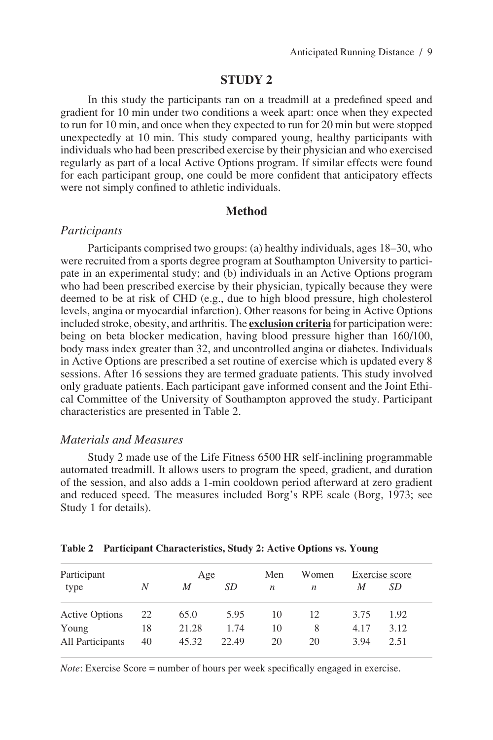## STUDY 2

In this study the participants ran on a treadmill at a predefined speed and gradient for 10 min under two conditions a week apart: once when they expected to run for 10 min, and once when they expected to run for 20 min but were stopped unexpectedly at 10 min. This study compared young, healthy participants with individuals who had been prescribed exercise by their physician and who exercised regularly as part of a local Active Options program. If similar effects were found for each participant group, one could be more confident that anticipatory effects were not simply confined to athletic individuals.

### Method

#### *Participants*

Participants comprised two groups: (a) healthy individuals, ages 18–30, who were recruited from a sports degree program at Southampton University to participate in an experimental study; and (b) individuals in an Active Options program who had been prescribed exercise by their physician, typically because they were deemed to be at risk of CHD (e.g., due to high blood pressure, high cholesterol levels, angina or myocardial infarction). Other reasons for being in Active Options included stroke, obesity, and arthritis. The **exclusion criteria** for participation were: being on beta blocker medication, having blood pressure higher than 160/100, body mass index greater than 32, and uncontrolled angina or diabetes. Individuals in Active Options are prescribed a set routine of exercise which is updated every 8 sessions. After 16 sessions they are termed graduate patients. This study involved only graduate patients. Each participant gave informed consent and the Joint Ethical Committee of the University of Southampton approved the study. Participant characteristics are presented in Table 2.

#### *Materials and Measures*

Study 2 made use of the Life Fitness 6500 HR self-inclining programmable automated treadmill. It allows users to program the speed, gradient, and duration of the session, and also adds a 1-min cooldown period afterward at zero gradient and reduced speed. The measures included Borg's RPE scale (Borg, 1973; see Study 1 for details).

**Table 2 Participant Characteristics, Study 2: Active Options vs. Young**

| Participant type | *N* | Age | | Men | Women | Exercise score | |
|---|---|---|---|---|---|---|---|
| | | *M* | *SD* | *n* | *n* | *M* | *SD* |
| Active Options | 22 | 65.0 | 5.95 | 10 | 12 | 3.75 | 1.92 |
| Young | 18 | 21.28 | 1.74 | 10 | 8 | 4.17 | 3.12 |
| All Participants | 40 | 45.32 | 22.49 | 20 | 20 | 3.94 | 2.51 |

*Note*: Exercise Score = number of hours per week specifically engaged in exercise.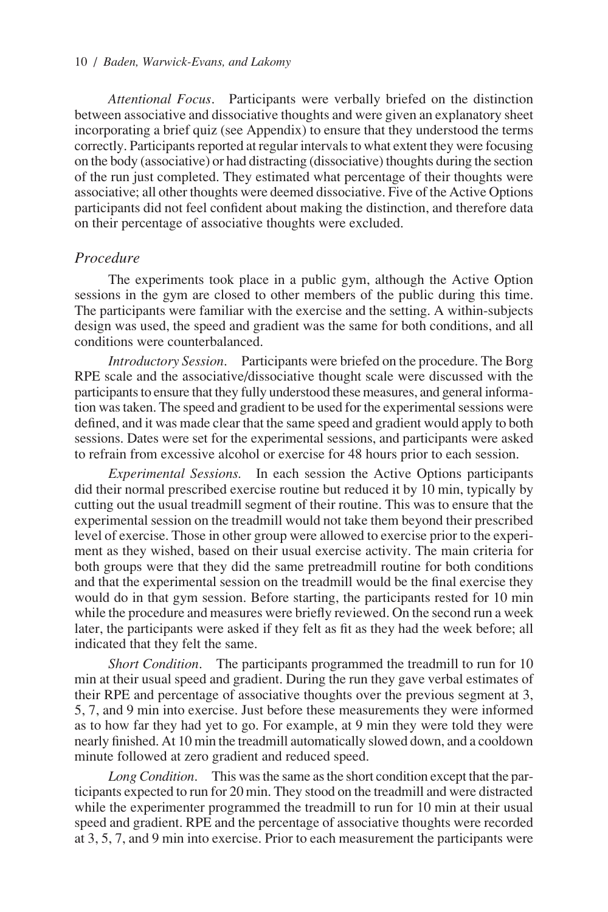*Attentional Focus*. Participants were verbally briefed on the distinction between associative and dissociative thoughts and were given an explanatory sheet incorporating a brief quiz (see Appendix) to ensure that they understood the terms correctly. Participants reported at regular intervals to what extent they were focusing on the body (associative) or had distracting (dissociative) thoughts during the section of the run just completed. They estimated what percentage of their thoughts were associative; all other thoughts were deemed dissociative. Five of the Active Options participants did not feel confident about making the distinction, and therefore data on their percentage of associative thoughts were excluded.

## *Procedure*

The experiments took place in a public gym, although the Active Option sessions in the gym are closed to other members of the public during this time. The participants were familiar with the exercise and the setting. A within-subjects design was used, the speed and gradient was the same for both conditions, and all conditions were counterbalanced.

*Introductory Session*. Participants were briefed on the procedure. The Borg RPE scale and the associative/dissociative thought scale were discussed with the participants to ensure that they fully understood these measures, and general information was taken. The speed and gradient to be used for the experimental sessions were defined, and it was made clear that the same speed and gradient would apply to both sessions. Dates were set for the experimental sessions, and participants were asked to refrain from excessive alcohol or exercise for 48 hours prior to each session.

*Experimental Sessions.* In each session the Active Options participants did their normal prescribed exercise routine but reduced it by 10 min, typically by cutting out the usual treadmill segment of their routine. This was to ensure that the experimental session on the treadmill would not take them beyond their prescribed level of exercise. Those in other group were allowed to exercise prior to the experiment as they wished, based on their usual exercise activity. The main criteria for both groups were that they did the same pretreadmill routine for both conditions and that the experimental session on the treadmill would be the final exercise they would do in that gym session. Before starting, the participants rested for 10 min while the procedure and measures were briefly reviewed. On the second run a week later, the participants were asked if they felt as fit as they had the week before; all indicated that they felt the same.

*Short Condition*. The participants programmed the treadmill to run for 10 min at their usual speed and gradient. During the run they gave verbal estimates of their RPE and percentage of associative thoughts over the previous segment at 3, 5, 7, and 9 min into exercise. Just before these measurements they were informed as to how far they had yet to go. For example, at 9 min they were told they were nearly finished. At 10 min the treadmill automatically slowed down, and a cooldown minute followed at zero gradient and reduced speed.

*Long Condition*. This was the same as the short condition except that the participants expected to run for 20 min. They stood on the treadmill and were distracted while the experimenter programmed the treadmill to run for 10 min at their usual speed and gradient. RPE and the percentage of associative thoughts were recorded at 3, 5, 7, and 9 min into exercise. Prior to each measurement the participants were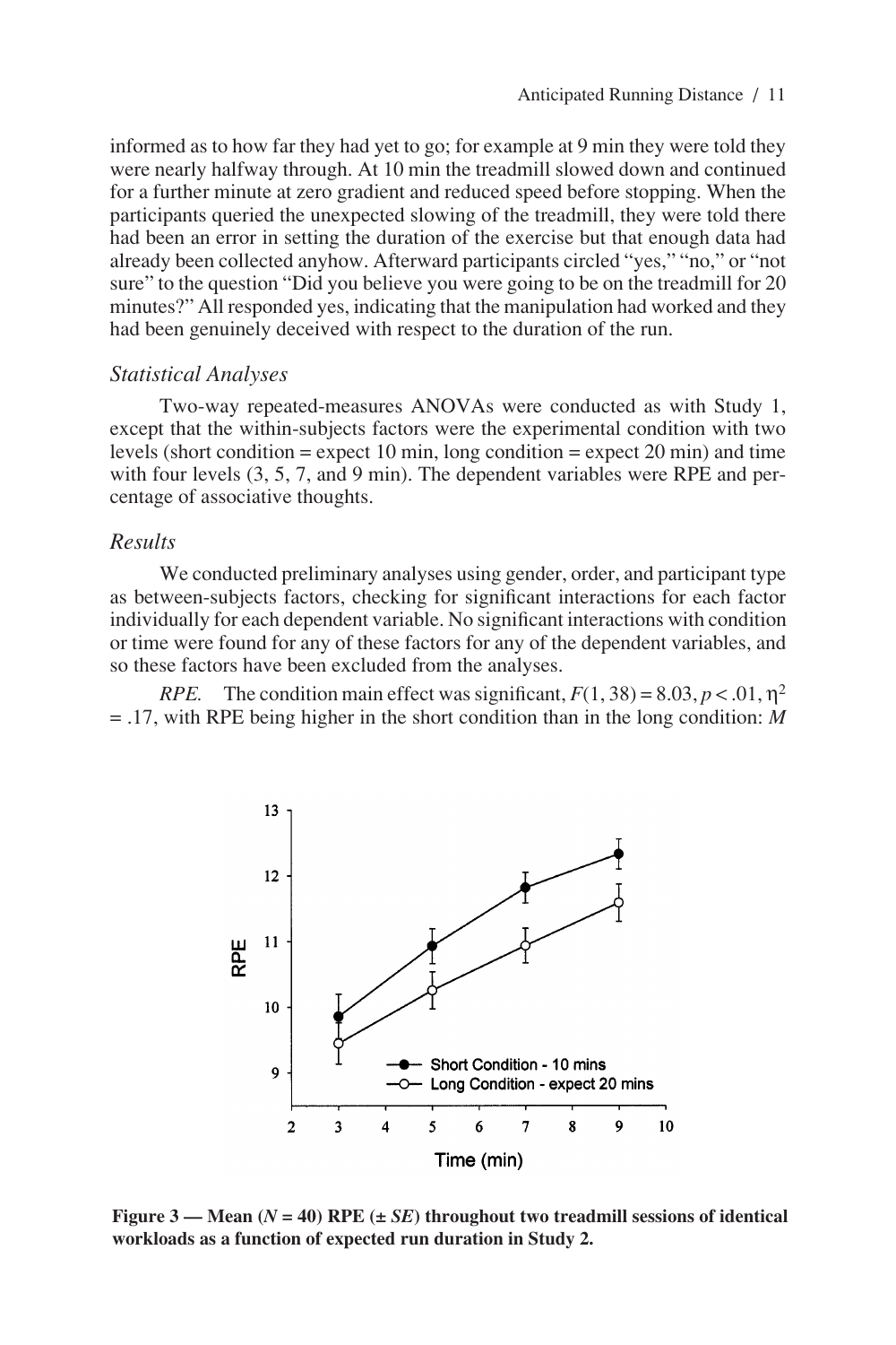informed as to how far they had yet to go; for example at 9 min they were told they were nearly halfway through. At 10 min the treadmill slowed down and continued for a further minute at zero gradient and reduced speed before stopping. When the participants queried the unexpected slowing of the treadmill, they were told there had been an error in setting the duration of the exercise but that enough data had already been collected anyhow. Afterward participants circled "yes," "no," or "not sure" to the question "Did you believe you were going to be on the treadmill for 20 minutes?" All responded yes, indicating that the manipulation had worked and they had been genuinely deceived with respect to the duration of the run.

### *Statistical Analyses*

Two-way repeated-measures ANOVAs were conducted as with Study 1, except that the within-subjects factors were the experimental condition with two levels (short condition = expect 10 min, long condition = expect 20 min) and time with four levels (3, 5, 7, and 9 min). The dependent variables were RPE and percentage of associative thoughts.

### *Results*

We conducted preliminary analyses using gender, order, and participant type as between-subjects factors, checking for significant interactions for each factor individually for each dependent variable. No significant interactions with condition or time were found for any of these factors for any of the dependent variables, and so these factors have been excluded from the analyses.

*RPE.* The condition main effect was significant, $F(1, 38) = 8.03$, $p < .01$, $\eta^2 = .17$, with RPE being higher in the short condition than in the long condition: *M*

**Figure 3 — Mean ($N = 40$) RPE (± *SE*) throughout two treadmill sessions of identical workloads as a function of expected run duration in Study 2.**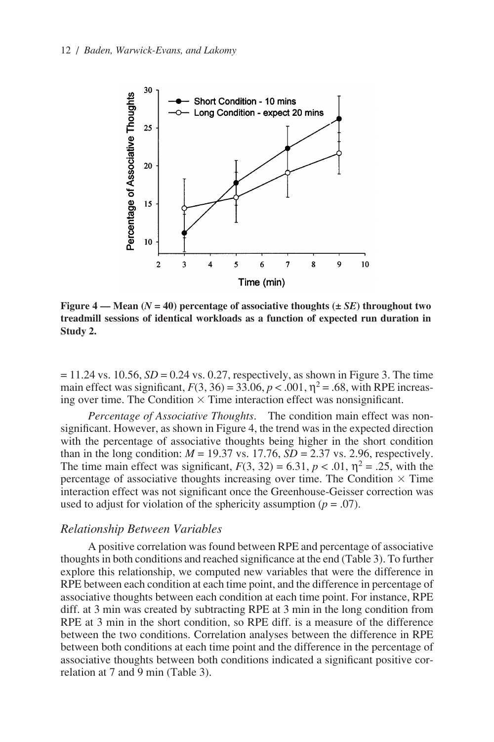**Figure 4 — Mean ($N$ = 40) percentage of associative thoughts (± $SE$) throughout two treadmill sessions of identical workloads as a function of expected run duration in Study 2.**

= 11.24 vs. 10.56, $SD$ = 0.24 vs. 0.27, respectively, as shown in Figure 3. The time main effect was significant, $F(3, 36) = 33.06$, $p < .001$, $\eta^2 = .68$, with RPE increasing over time. The Condition × Time interaction effect was nonsignificant.

*Percentage of Associative Thoughts*. The condition main effect was nonsignificant. However, as shown in Figure 4, the trend was in the expected direction with the percentage of associative thoughts being higher in the short condition than in the long condition: $M$ = 19.37 vs. 17.76, $SD$ = 2.37 vs. 2.96, respectively. The time main effect was significant, $F(3, 32) = 6.31$, $p < .01$, $\eta^2 = .25$, with the percentage of associative thoughts increasing over time. The Condition × Time interaction effect was not significant once the Greenhouse-Geisser correction was used to adjust for violation of the sphericity assumption ($p = .07$).

### *Relationship Between Variables*

A positive correlation was found between RPE and percentage of associative thoughts in both conditions and reached significance at the end (Table 3). To further explore this relationship, we computed new variables that were the difference in RPE between each condition at each time point, and the difference in percentage of associative thoughts between each condition at each time point. For instance, RPE diff. at 3 min was created by subtracting RPE at 3 min in the long condition from RPE at 3 min in the short condition, so RPE diff. is a measure of the difference between the two conditions. Correlation analyses between the difference in RPE between both conditions at each time point and the difference in the percentage of associative thoughts between both conditions indicated a significant positive correlation at 7 and 9 min (Table 3).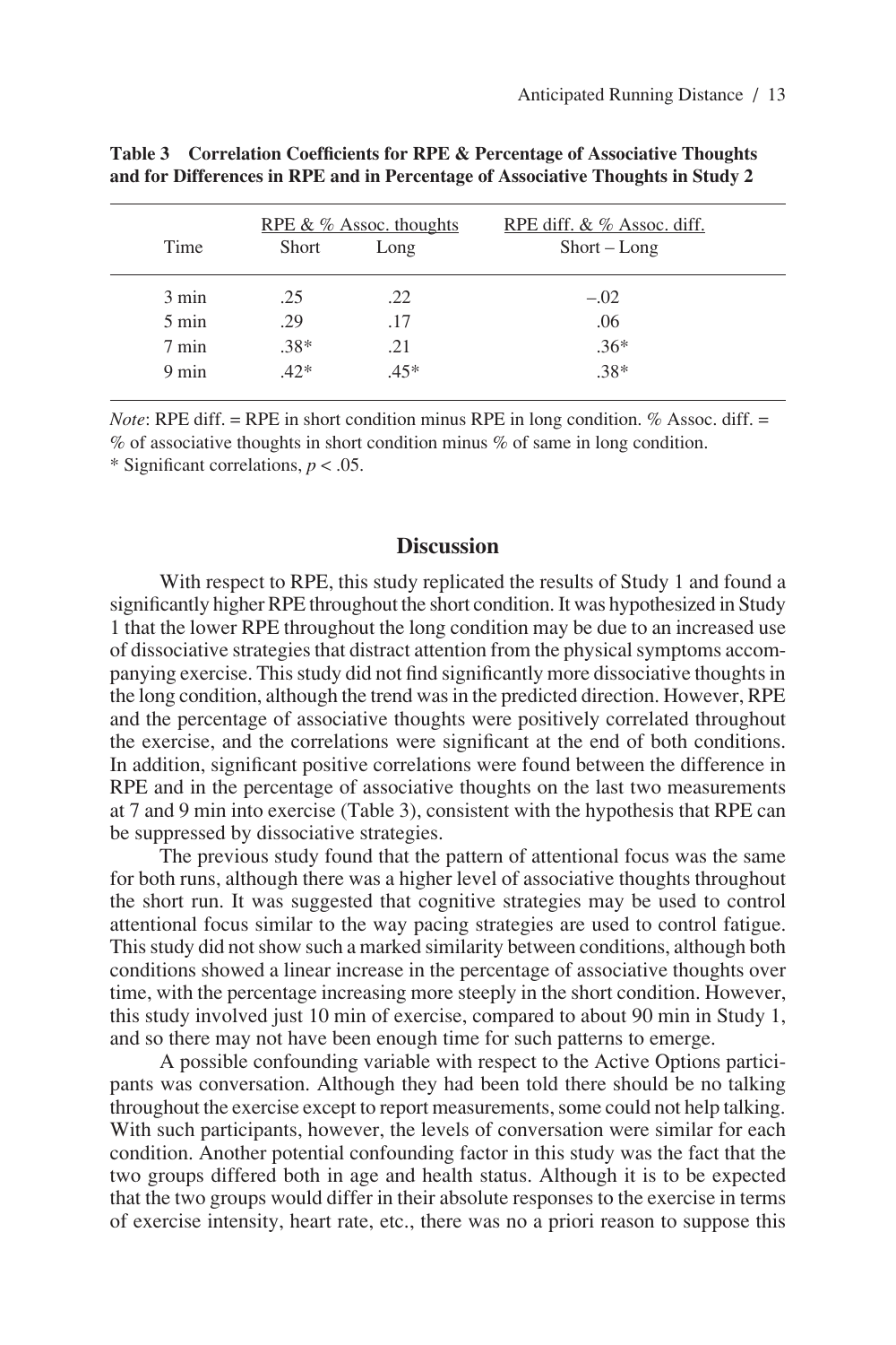**Table 3 Correlation Coefficients for RPE & Percentage of Associative Thoughts and for Differences in RPE and in Percentage of Associative Thoughts in Study 2**

| Time | RPE & % Assoc. thoughts | | RPE diff. & % Assoc. diff. |
|---|---|---|---|
| | Short | Long | Short – Long |
| 3 min | .25 | .22 | –.02 |
| 5 min | .29 | .17 | .06 |
| 7 min | .38* | .21 | .36* |
| 9 min | .42* | .45* | .38* |

*Note*: RPE diff. = RPE in short condition minus RPE in long condition. % Assoc. diff. = % of associative thoughts in short condition minus % of same in long condition.
\* Significant correlations, $p < .05$.

## Discussion

With respect to RPE, this study replicated the results of Study 1 and found a significantly higher RPE throughout the short condition. It was hypothesized in Study 1 that the lower RPE throughout the long condition may be due to an increased use of dissociative strategies that distract attention from the physical symptoms accompanying exercise. This study did not find significantly more dissociative thoughts in the long condition, although the trend was in the predicted direction. However, RPE and the percentage of associative thoughts were positively correlated throughout the exercise, and the correlations were significant at the end of both conditions. In addition, significant positive correlations were found between the difference in RPE and in the percentage of associative thoughts on the last two measurements at 7 and 9 min into exercise (Table 3), consistent with the hypothesis that RPE can be suppressed by dissociative strategies.

The previous study found that the pattern of attentional focus was the same for both runs, although there was a higher level of associative thoughts throughout the short run. It was suggested that cognitive strategies may be used to control attentional focus similar to the way pacing strategies are used to control fatigue. This study did not show such a marked similarity between conditions, although both conditions showed a linear increase in the percentage of associative thoughts over time, with the percentage increasing more steeply in the short condition. However, this study involved just 10 min of exercise, compared to about 90 min in Study 1, and so there may not have been enough time for such patterns to emerge.

A possible confounding variable with respect to the Active Options participants was conversation. Although they had been told there should be no talking throughout the exercise except to report measurements, some could not help talking. With such participants, however, the levels of conversation were similar for each condition. Another potential confounding factor in this study was the fact that the two groups differed both in age and health status. Although it is to be expected that the two groups would differ in their absolute responses to the exercise in terms of exercise intensity, heart rate, etc., there was no a priori reason to suppose this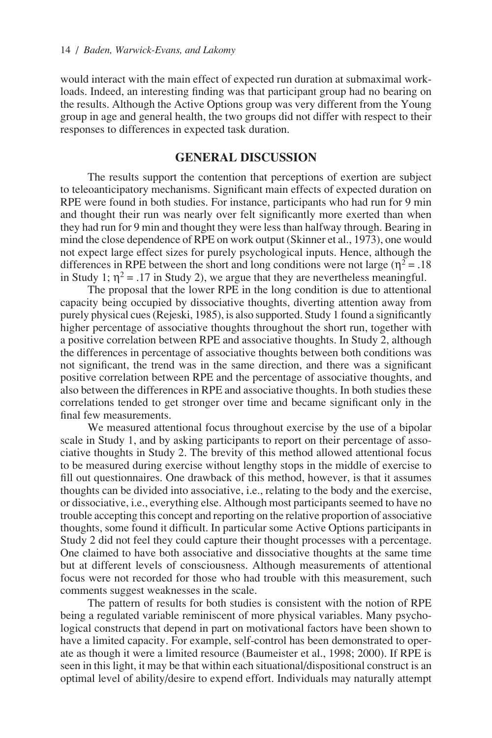would interact with the main effect of expected run duration at submaximal workloads. Indeed, an interesting finding was that participant group had no bearing on the results. Although the Active Options group was very different from the Young group in age and general health, the two groups did not differ with respect to their responses to differences in expected task duration.

## GENERAL DISCUSSION

The results support the contention that perceptions of exertion are subject to teleoanticipatory mechanisms. Significant main effects of expected duration on RPE were found in both studies. For instance, participants who had run for 9 min and thought their run was nearly over felt significantly more exerted than when they had run for 9 min and thought they were less than halfway through. Bearing in mind the close dependence of RPE on work output (Skinner et al., 1973), one would not expect large effect sizes for purely psychological inputs. Hence, although the differences in RPE between the short and long conditions were not large ($\eta^2 = .18$ in Study 1; $\eta^2 = .17$ in Study 2), we argue that they are nevertheless meaningful.

The proposal that the lower RPE in the long condition is due to attentional capacity being occupied by dissociative thoughts, diverting attention away from purely physical cues (Rejeski, 1985), is also supported. Study 1 found a significantly higher percentage of associative thoughts throughout the short run, together with a positive correlation between RPE and associative thoughts. In Study 2, although the differences in percentage of associative thoughts between both conditions was not significant, the trend was in the same direction, and there was a significant positive correlation between RPE and the percentage of associative thoughts, and also between the differences in RPE and associative thoughts. In both studies these correlations tended to get stronger over time and became significant only in the final few measurements.

We measured attentional focus throughout exercise by the use of a bipolar scale in Study 1, and by asking participants to report on their percentage of associative thoughts in Study 2. The brevity of this method allowed attentional focus to be measured during exercise without lengthy stops in the middle of exercise to fill out questionnaires. One drawback of this method, however, is that it assumes thoughts can be divided into associative, i.e., relating to the body and the exercise, or dissociative, i.e., everything else. Although most participants seemed to have no trouble accepting this concept and reporting on the relative proportion of associative thoughts, some found it difficult. In particular some Active Options participants in Study 2 did not feel they could capture their thought processes with a percentage. One claimed to have both associative and dissociative thoughts at the same time but at different levels of consciousness. Although measurements of attentional focus were not recorded for those who had trouble with this measurement, such comments suggest weaknesses in the scale.

The pattern of results for both studies is consistent with the notion of RPE being a regulated variable reminiscent of more physical variables. Many psychological constructs that depend in part on motivational factors have been shown to have a limited capacity. For example, self-control has been demonstrated to operate as though it were a limited resource (Baumeister et al., 1998; 2000). If RPE is seen in this light, it may be that within each situational/dispositional construct is an optimal level of ability/desire to expend effort. Individuals may naturally attempt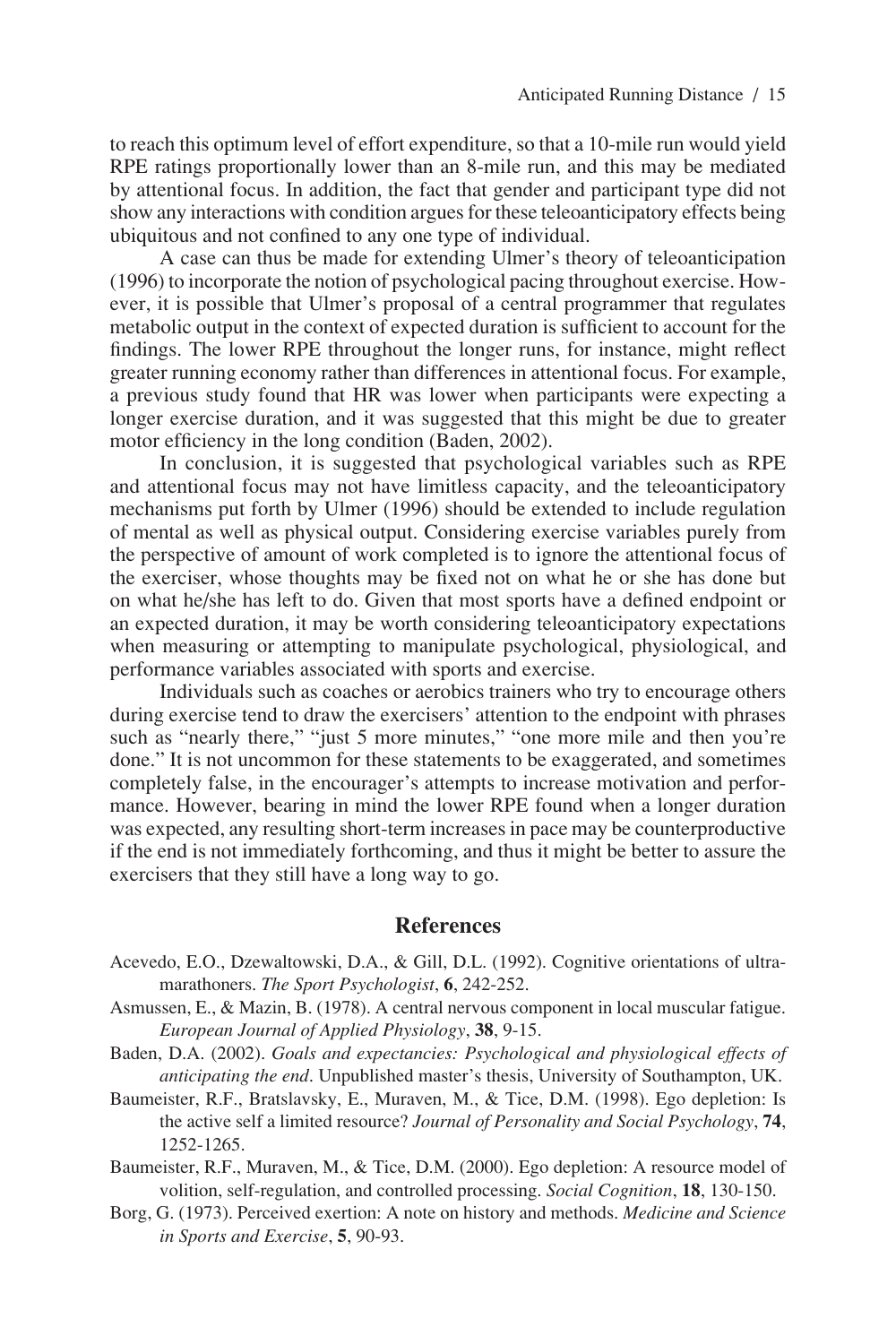to reach this optimum level of effort expenditure, so that a 10-mile run would yield RPE ratings proportionally lower than an 8-mile run, and this may be mediated by attentional focus. In addition, the fact that gender and participant type did not show any interactions with condition argues for these teleoanticipatory effects being ubiquitous and not confined to any one type of individual.

A case can thus be made for extending Ulmer's theory of teleoanticipation (1996) to incorporate the notion of psychological pacing throughout exercise. However, it is possible that Ulmer's proposal of a central programmer that regulates metabolic output in the context of expected duration is sufficient to account for the findings. The lower RPE throughout the longer runs, for instance, might reflect greater running economy rather than differences in attentional focus. For example, a previous study found that HR was lower when participants were expecting a longer exercise duration, and it was suggested that this might be due to greater motor efficiency in the long condition (Baden, 2002).

In conclusion, it is suggested that psychological variables such as RPE and attentional focus may not have limitless capacity, and the teleoanticipatory mechanisms put forth by Ulmer (1996) should be extended to include regulation of mental as well as physical output. Considering exercise variables purely from the perspective of amount of work completed is to ignore the attentional focus of the exerciser, whose thoughts may be fixed not on what he or she has done but on what he/she has left to do. Given that most sports have a defined endpoint or an expected duration, it may be worth considering teleoanticipatory expectations when measuring or attempting to manipulate psychological, physiological, and performance variables associated with sports and exercise.

Individuals such as coaches or aerobics trainers who try to encourage others during exercise tend to draw the exercisers' attention to the endpoint with phrases such as "nearly there," "just 5 more minutes," "one more mile and then you're done." It is not uncommon for these statements to be exaggerated, and sometimes completely false, in the encourager's attempts to increase motivation and performance. However, bearing in mind the lower RPE found when a longer duration was expected, any resulting short-term increases in pace may be counterproductive if the end is not immediately forthcoming, and thus it might be better to assure the exercisers that they still have a long way to go.

## References

Acevedo, E.O., Dzewaltowski, D.A., & Gill, D.L. (1992). Cognitive orientations of ultramarathoners. *The Sport Psychologist*, **6**, 242-252.

Asmussen, E., & Mazin, B. (1978). A central nervous component in local muscular fatigue. *European Journal of Applied Physiology*, **38**, 9-15.

Baden, D.A. (2002). *Goals and expectancies: Psychological and physiological effects of anticipating the end*. Unpublished master's thesis, University of Southampton, UK.

Baumeister, R.F., Bratslavsky, E., Muraven, M., & Tice, D.M. (1998). Ego depletion: Is the active self a limited resource? *Journal of Personality and Social Psychology*, **74**, 1252-1265.

Baumeister, R.F., Muraven, M., & Tice, D.M. (2000). Ego depletion: A resource model of volition, self-regulation, and controlled processing. *Social Cognition*, **18**, 130-150.

Borg, G. (1973). Perceived exertion: A note on history and methods. *Medicine and Science in Sports and Exercise*, **5**, 90-93.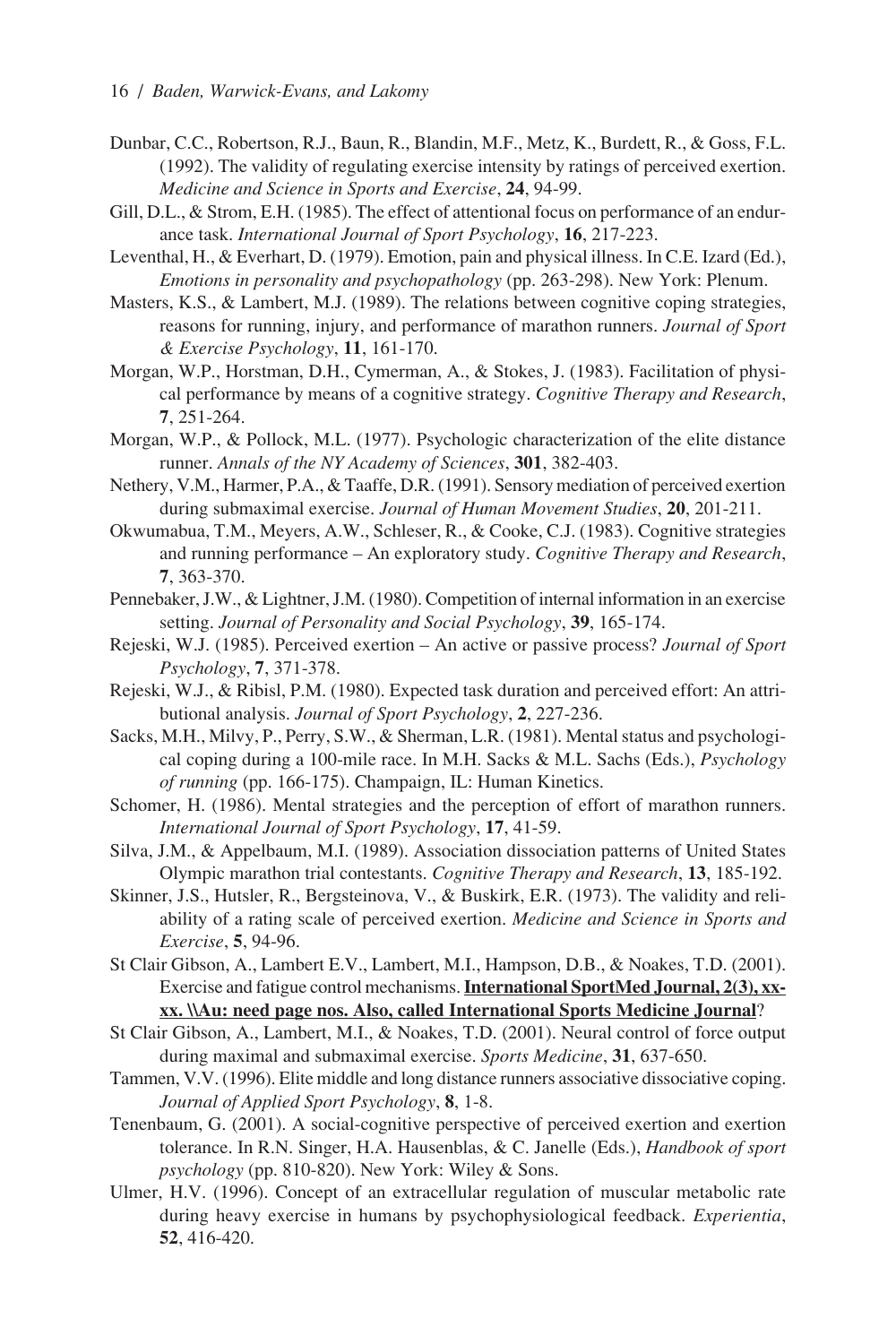Dunbar, C.C., Robertson, R.J., Baun, R., Blandin, M.F., Metz, K., Burdett, R., & Goss, F.L. (1992). The validity of regulating exercise intensity by ratings of perceived exertion. *Medicine and Science in Sports and Exercise*, **24**, 94-99.

Gill, D.L., & Strom, E.H. (1985). The effect of attentional focus on performance of an endurance task. *International Journal of Sport Psychology*, **16**, 217-223.

Leventhal, H., & Everhart, D. (1979). Emotion, pain and physical illness. In C.E. Izard (Ed.), *Emotions in personality and psychopathology* (pp. 263-298). New York: Plenum.

Masters, K.S., & Lambert, M.J. (1989). The relations between cognitive coping strategies, reasons for running, injury, and performance of marathon runners. *Journal of Sport & Exercise Psychology*, **11**, 161-170.

Morgan, W.P., Horstman, D.H., Cymerman, A., & Stokes, J. (1983). Facilitation of physical performance by means of a cognitive strategy. *Cognitive Therapy and Research*, **7**, 251-264.

Morgan, W.P., & Pollock, M.L. (1977). Psychologic characterization of the elite distance runner. *Annals of the NY Academy of Sciences*, **301**, 382-403.

Nethery, V.M., Harmer, P.A., & Taaffe, D.R. (1991). Sensory mediation of perceived exertion during submaximal exercise. *Journal of Human Movement Studies*, **20**, 201-211.

Okwumabua, T.M., Meyers, A.W., Schleser, R., & Cooke, C.J. (1983). Cognitive strategies and running performance – An exploratory study. *Cognitive Therapy and Research*, **7**, 363-370.

Pennebaker, J.W., & Lightner, J.M. (1980). Competition of internal information in an exercise setting. *Journal of Personality and Social Psychology*, **39**, 165-174.

Rejeski, W.J. (1985). Perceived exertion – An active or passive process? *Journal of Sport Psychology*, **7**, 371-378.

Rejeski, W.J., & Ribisl, P.M. (1980). Expected task duration and perceived effort: An attributional analysis. *Journal of Sport Psychology*, **2**, 227-236.

Sacks, M.H., Milvy, P., Perry, S.W., & Sherman, L.R. (1981). Mental status and psychological coping during a 100-mile race. In M.H. Sacks & M.L. Sachs (Eds.), *Psychology of running* (pp. 166-175). Champaign, IL: Human Kinetics.

Schomer, H. (1986). Mental strategies and the perception of effort of marathon runners. *International Journal of Sport Psychology*, **17**, 41-59.

Silva, J.M., & Appelbaum, M.I. (1989). Association dissociation patterns of United States Olympic marathon trial contestants. *Cognitive Therapy and Research*, **13**, 185-192.

Skinner, J.S., Hutsler, R., Bergsteinova, V., & Buskirk, E.R. (1973). The validity and reliability of a rating scale of perceived exertion. *Medicine and Science in Sports and Exercise*, **5**, 94-96.

St Clair Gibson, A., Lambert E.V., Lambert, M.I., Hampson, D.B., & Noakes, T.D. (2001). Exercise and fatigue control mechanisms. **International SportMed Journal, 2(3), xx-xx. \\Au: need page nos. Also, called International Sports Medicine Journal**?

St Clair Gibson, A., Lambert, M.I., & Noakes, T.D. (2001). Neural control of force output during maximal and submaximal exercise. *Sports Medicine*, **31**, 637-650.

Tammen, V.V. (1996). Elite middle and long distance runners associative dissociative coping. *Journal of Applied Sport Psychology*, **8**, 1-8.

Tenenbaum, G. (2001). A social-cognitive perspective of perceived exertion and exertion tolerance. In R.N. Singer, H.A. Hausenblas, & C. Janelle (Eds.), *Handbook of sport psychology* (pp. 810-820). New York: Wiley & Sons.

Ulmer, H.V. (1996). Concept of an extracellular regulation of muscular metabolic rate during heavy exercise in humans by psychophysiological feedback. *Experientia*, **52**, 416-420.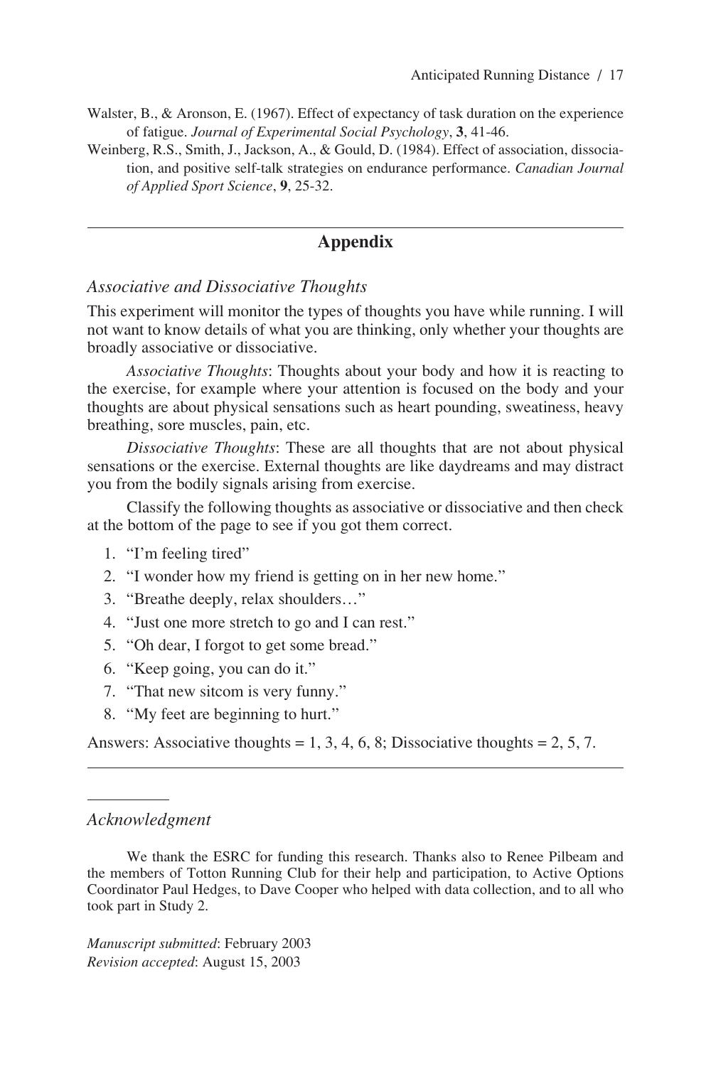Walster, B., & Aronson, E. (1967). Effect of expectancy of task duration on the experience of fatigue. *Journal of Experimental Social Psychology*, **3**, 41-46.

Weinberg, R.S., Smith, J., Jackson, A., & Gould, D. (1984). Effect of association, dissociation, and positive self-talk strategies on endurance performance. *Canadian Journal of Applied Sport Science*, **9**, 25-32.

## Appendix

### *Associative and Dissociative Thoughts*

This experiment will monitor the types of thoughts you have while running. I will not want to know details of what you are thinking, only whether your thoughts are broadly associative or dissociative.

*Associative Thoughts*: Thoughts about your body and how it is reacting to the exercise, for example where your attention is focused on the body and your thoughts are about physical sensations such as heart pounding, sweatiness, heavy breathing, sore muscles, pain, etc.

*Dissociative Thoughts*: These are all thoughts that are not about physical sensations or the exercise. External thoughts are like daydreams and may distract you from the bodily signals arising from exercise.

Classify the following thoughts as associative or dissociative and then check at the bottom of the page to see if you got them correct.

1. "I'm feeling tired"
2. "I wonder how my friend is getting on in her new home."
3. "Breathe deeply, relax shoulders…"
4. "Just one more stretch to go and I can rest."
5. "Oh dear, I forgot to get some bread."
6. "Keep going, you can do it."
7. "That new sitcom is very funny."
8. "My feet are beginning to hurt."

Answers: Associative thoughts = 1, 3, 4, 6, 8; Dissociative thoughts = 2, 5, 7.

---

### *Acknowledgment*

We thank the ESRC for funding this research. Thanks also to Renee Pilbeam and the members of Totton Running Club for their help and participation, to Active Options Coordinator Paul Hedges, to Dave Cooper who helped with data collection, and to all who took part in Study 2.

*Manuscript submitted*: February 2003
*Revision accepted*: August 15, 2003